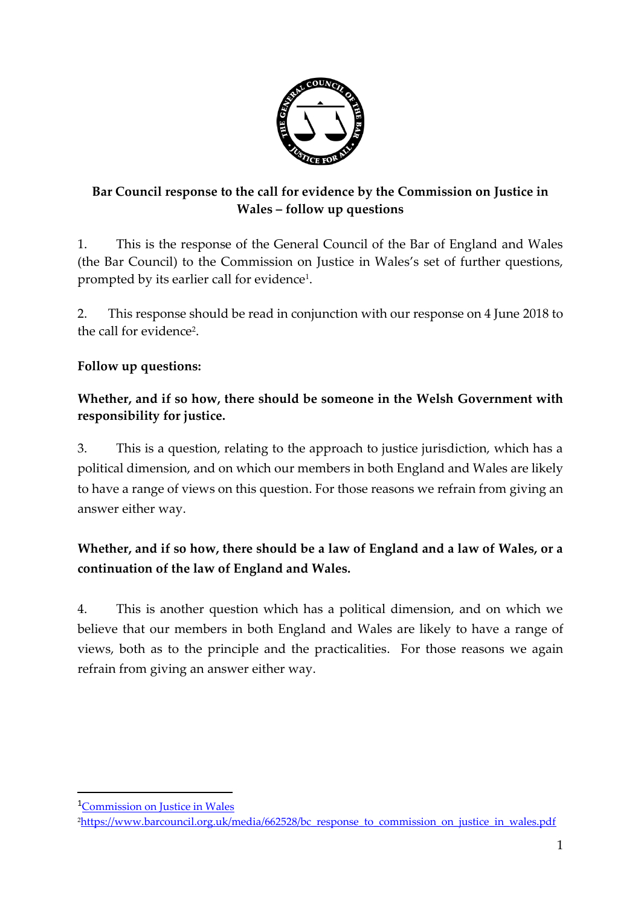**Bar Council response to the call for evidence by the Commission on Justice in Wales – follow up questions**

1. This is the response of the General Council of the Bar of England and Wales (the Bar Council) to the Commission on Justice in Wales's set of further questions, prompted by its earlier call for evidence[1].

2. This response should be read in conjunction with our response on 4 June 2018 to the call for evidence[2].

**Follow up questions:**

**Whether, and if so how, there should be someone in the Welsh Government with responsibility for justice.**

3. This is a question, relating to the approach to justice jurisdiction, which has a political dimension, and on which our members in both England and Wales are likely to have a range of views on this question. For those reasons we refrain from giving an answer either way.

**Whether, and if so how, there should be a law of England and a law of Wales, or a continuation of the law of England and Wales.**

4. This is another question which has a political dimension, and on which we believe that our members in both England and Wales are likely to have a range of views, both as to the principle and the practicalities. For those reasons we again refrain from giving an answer either way.

---

[1] Commission on Justice in Wales

[2] https://www.barcouncil.org.uk/media/662528/bc_response_to_commission_on_justice_in_wales.pdf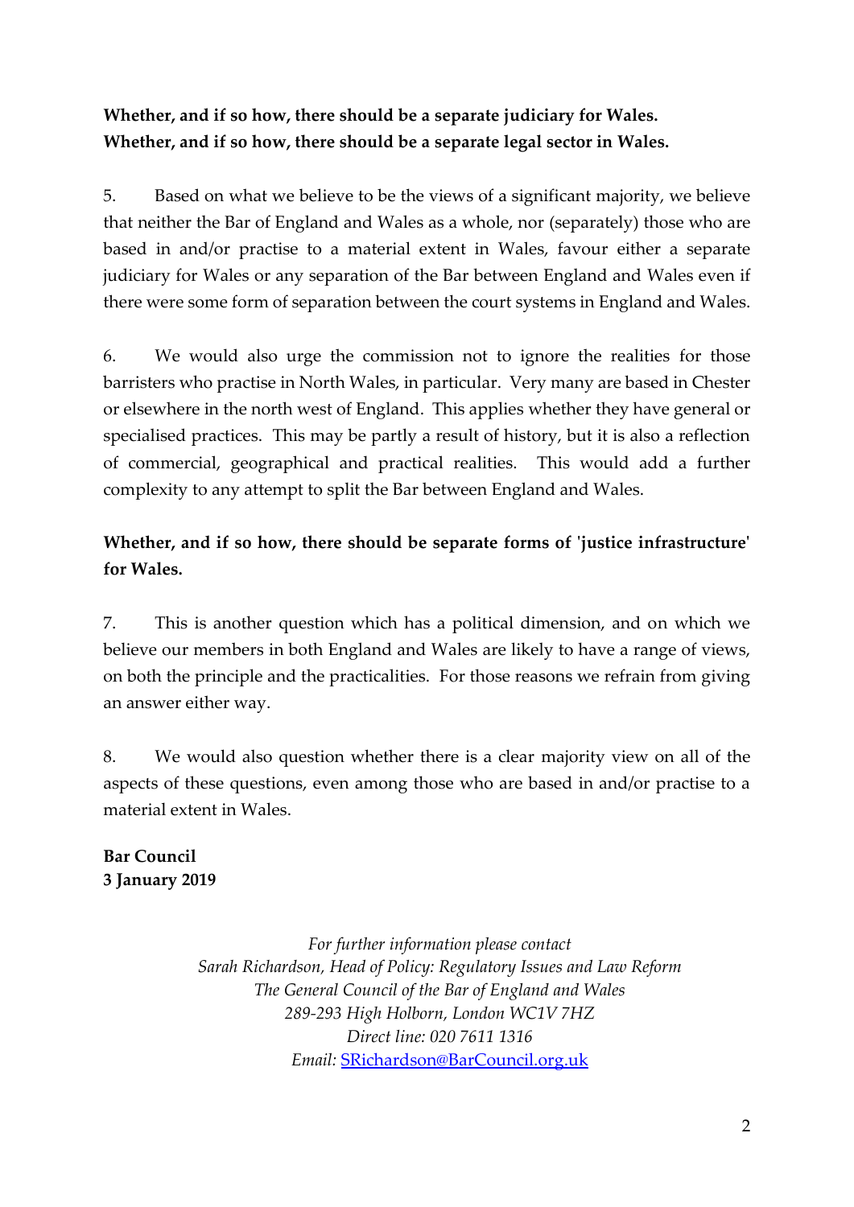**Whether, and if so how, there should be a separate judiciary for Wales.**
**Whether, and if so how, there should be a separate legal sector in Wales.**

5. Based on what we believe to be the views of a significant majority, we believe that neither the Bar of England and Wales as a whole, nor (separately) those who are based in and/or practise to a material extent in Wales, favour either a separate judiciary for Wales or any separation of the Bar between England and Wales even if there were some form of separation between the court systems in England and Wales.

6. We would also urge the commission not to ignore the realities for those barristers who practise in North Wales, in particular. Very many are based in Chester or elsewhere in the north west of England. This applies whether they have general or specialised practices. This may be partly a result of history, but it is also a reflection of commercial, geographical and practical realities. This would add a further complexity to any attempt to split the Bar between England and Wales.

**Whether, and if so how, there should be separate forms of 'justice infrastructure' for Wales.**

7. This is another question which has a political dimension, and on which we believe our members in both England and Wales are likely to have a range of views, on both the principle and the practicalities. For those reasons we refrain from giving an answer either way.

8. We would also question whether there is a clear majority view on all of the aspects of these questions, even among those who are based in and/or practise to a material extent in Wales.

**Bar Council**
**3 January 2019**

*For further information please contact*
*Sarah Richardson, Head of Policy: Regulatory Issues and Law Reform*
*The General Council of the Bar of England and Wales*
*289-293 High Holborn, London WC1V 7HZ*
*Direct line: 020 7611 1316*
*Email:* SRichardson@BarCouncil.org.uk